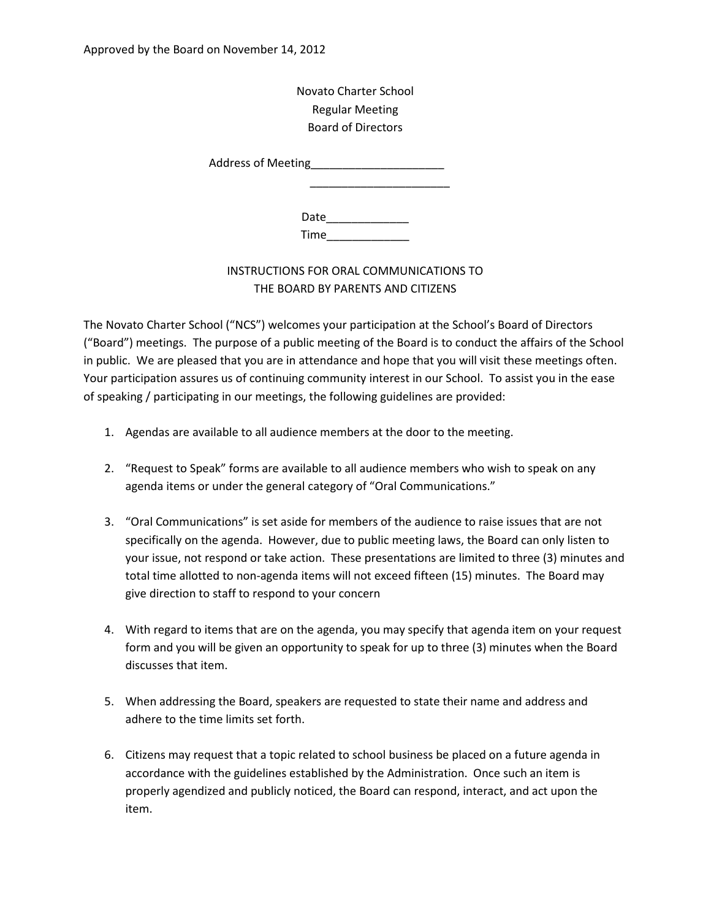Approved by the Board on November 14, 2012

Novato Charter School
Regular Meeting
Board of Directors

Address of Meeting_____________________
______________________

Date_____________
Time_____________

## INSTRUCTIONS FOR ORAL COMMUNICATIONS TO THE BOARD BY PARENTS AND CITIZENS

The Novato Charter School ("NCS") welcomes your participation at the School's Board of Directors ("Board") meetings. The purpose of a public meeting of the Board is to conduct the affairs of the School in public. We are pleased that you are in attendance and hope that you will visit these meetings often. Your participation assures us of continuing community interest in our School. To assist you in the ease of speaking / participating in our meetings, the following guidelines are provided:

1. Agendas are available to all audience members at the door to the meeting.

2. "Request to Speak" forms are available to all audience members who wish to speak on any agenda items or under the general category of "Oral Communications."

3. "Oral Communications" is set aside for members of the audience to raise issues that are not specifically on the agenda. However, due to public meeting laws, the Board can only listen to your issue, not respond or take action. These presentations are limited to three (3) minutes and total time allotted to non-agenda items will not exceed fifteen (15) minutes. The Board may give direction to staff to respond to your concern

4. With regard to items that are on the agenda, you may specify that agenda item on your request form and you will be given an opportunity to speak for up to three (3) minutes when the Board discusses that item.

5. When addressing the Board, speakers are requested to state their name and address and adhere to the time limits set forth.

6. Citizens may request that a topic related to school business be placed on a future agenda in accordance with the guidelines established by the Administration. Once such an item is properly agendized and publicly noticed, the Board can respond, interact, and act upon the item.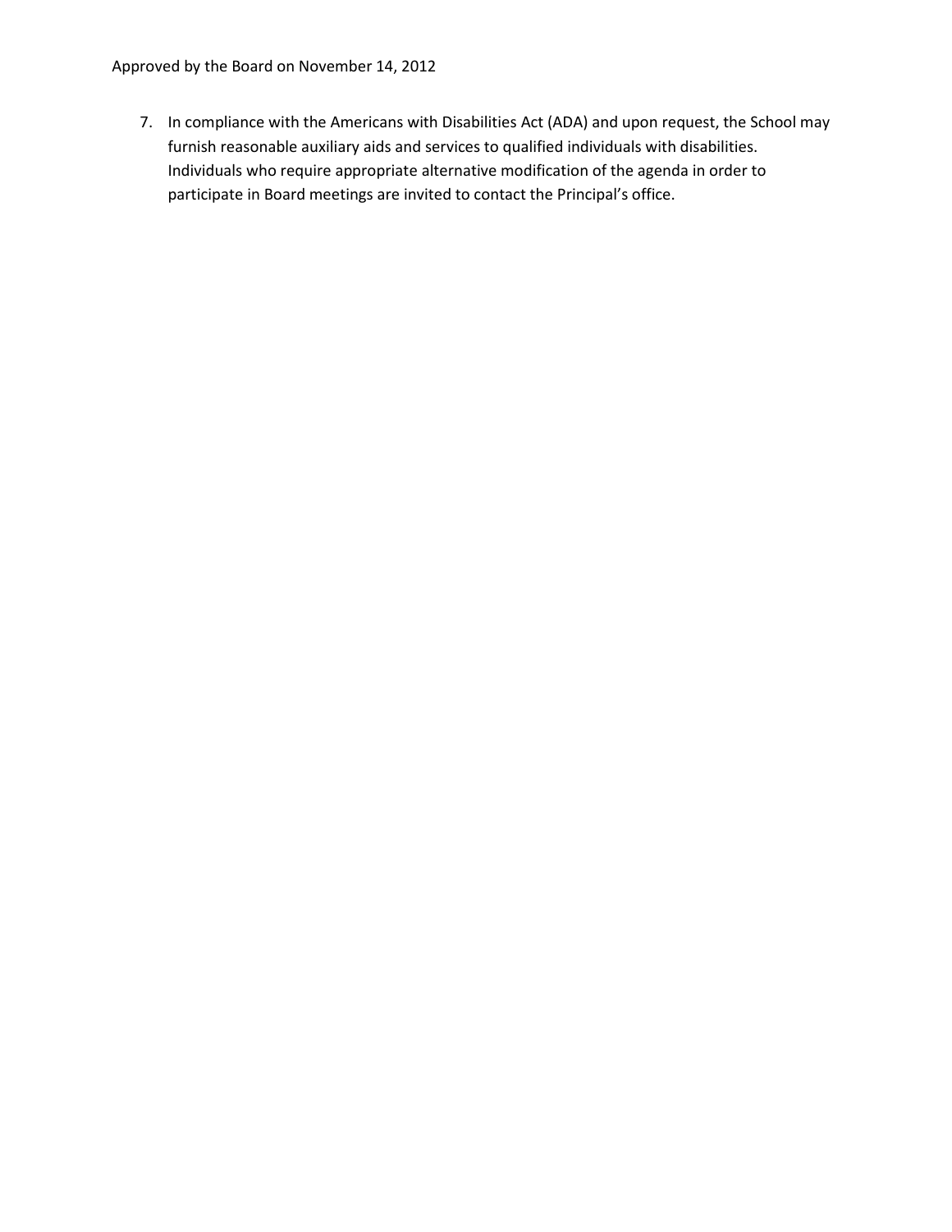7. In compliance with the Americans with Disabilities Act (ADA) and upon request, the School may furnish reasonable auxiliary aids and services to qualified individuals with disabilities. Individuals who require appropriate alternative modification of the agenda in order to participate in Board meetings are invited to contact the Principal's office.